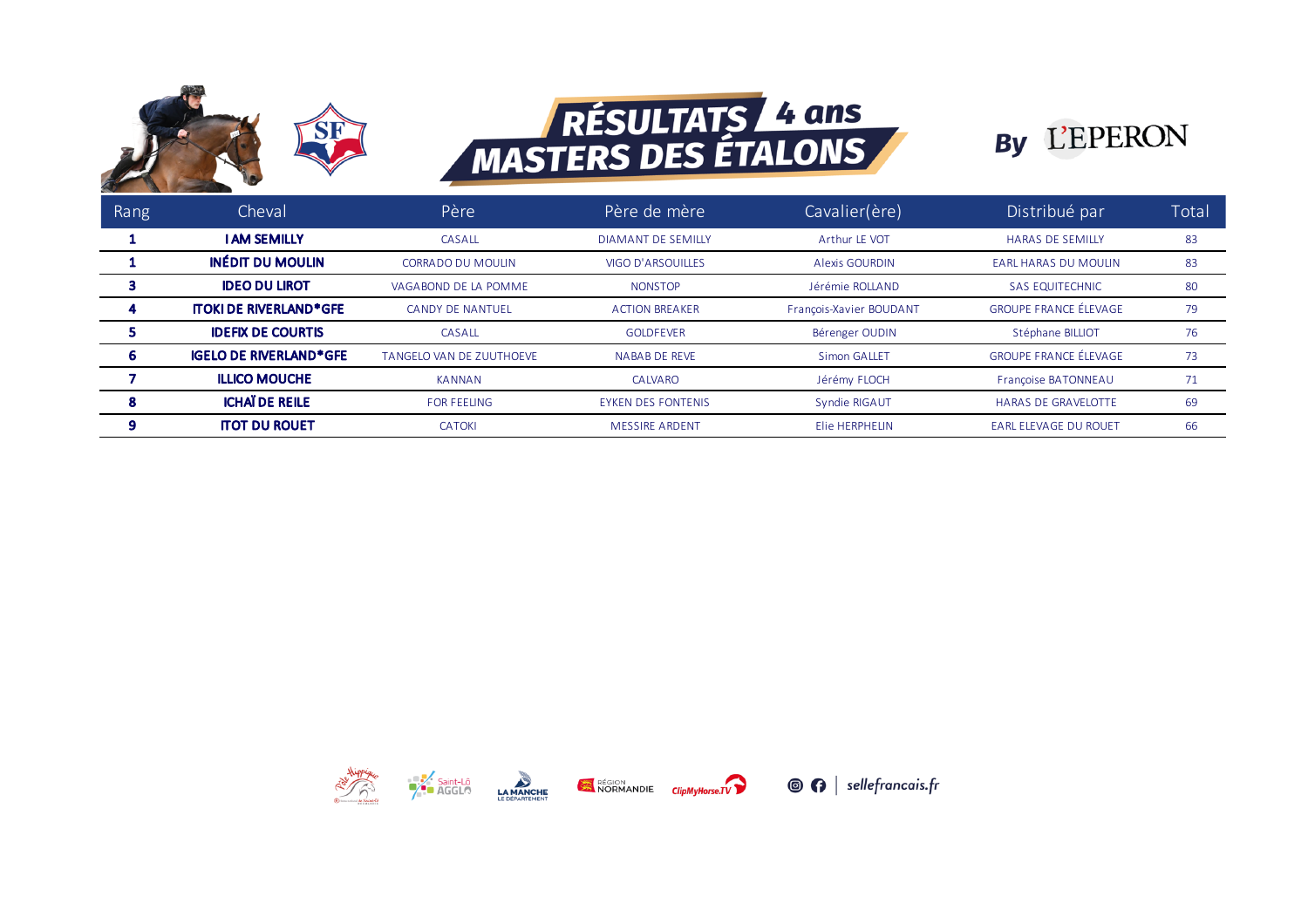# RÉSULTATS 4 ans MASTERS DES ÉTALONS

By L'EPERON

| Rang | Cheval | Père | Père de mère | Cavalier(ère) | Distribué par | Total |
|---|---|---|---|---|---|---|
| 1 | **I AM SEMILLY** | CASALL | DIAMANT DE SEMILLY | Arthur LE VOT | HARAS DE SEMILLY | 83 |
| 1 | **INÉDIT DU MOULIN** | CORRADO DU MOULIN | VIGO D'ARSOUILLES | Alexis GOURDIN | EARL HARAS DU MOULIN | 83 |
| 3 | **IDEO DU LIROT** | VAGABOND DE LA POMME | NONSTOP | Jérémie ROLLAND | SAS EQUITECHNIC | 80 |
| 4 | **ITOKI DE RIVERLAND*GFE** | CANDY DE NANTUEL | ACTION BREAKER | François-Xavier BOUDANT | GROUPE FRANCE ÉLEVAGE | 79 |
| 5 | **IDEFIX DE COURTIS** | CASALL | GOLDFEVER | Bérenger OUDIN | Stéphane BILLIOT | 76 |
| 6 | **IGELO DE RIVERLAND*GFE** | TANGELO VAN DE ZUUTHOEVE | NABAB DE REVE | Simon GALLET | GROUPE FRANCE ÉLEVAGE | 73 |
| 7 | **ILLICO MOUCHE** | KANNAN | CALVARO | Jérémy FLOCH | Françoise BATONNEAU | 71 |
| 8 | **ICHAÏ DE REILE** | FOR FEELING | EYKEN DES FONTENIS | Syndie RIGAUT | HARAS DE GRAVELOTTE | 69 |
| 9 | **ITOT DU ROUET** | CATOKI | MESSIRE ARDENT | Elie HERPHELIN | EARL ELEVAGE DU ROUET | 66 |

sellefrancais.fr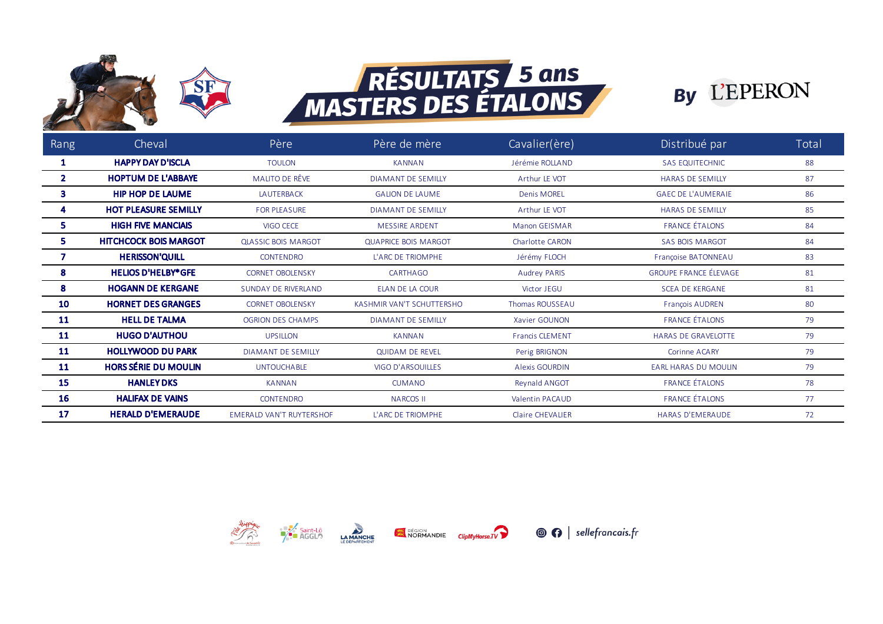# RÉSULTATS 5 ans MASTERS DES ÉTALONS

By L'EPERON

| Rang | Cheval | Père | Père de mère | Cavalier(ère) | Distribué par | Total |
|---|---|---|---|---|---|---|
| 1 | **HAPPY DAY D'ISCLA** | TOULON | KANNAN | Jérémie ROLLAND | SAS EQUITECHNIC | 88 |
| 2 | **HOPTUM DE L'ABBAYE** | MALITO DE RÊVE | DIAMANT DE SEMILLY | Arthur LE VOT | HARAS DE SEMILLY | 87 |
| 3 | **HIP HOP DE LAUME** | LAUTERBACK | GALION DE LAUME | Denis MOREL | GAEC DE L'AUMERAIE | 86 |
| 4 | **HOT PLEASURE SEMILLY** | FOR PLEASURE | DIAMANT DE SEMILLY | Arthur LE VOT | HARAS DE SEMILLY | 85 |
| 5 | **HIGH FIVE MANCIAIS** | VIGO CECE | MESSIRE ARDENT | Manon GEISMAR | FRANCE ÉTALONS | 84 |
| 5 | **HITCHCOCK BOIS MARGOT** | QLASSIC BOIS MARGOT | QUAPRICE BOIS MARGOT | Charlotte CARON | SAS BOIS MARGOT | 84 |
| 7 | **HERISSON'QUILL** | CONTENDRO | L'ARC DE TRIOMPHE | Jérémy FLOCH | Françoise BATONNEAU | 83 |
| 8 | **HELIOS D'HELBY*GFE** | CORNET OBOLENSKY | CARTHAGO | Audrey PARIS | GROUPE FRANCE ÉLEVAGE | 81 |
| 8 | **HOGANN DE KERGANE** | SUNDAY DE RIVERLAND | ELAN DE LA COUR | Victor JEGU | SCEA DE KERGANE | 81 |
| 10 | **HORNET DES GRANGES** | CORNET OBOLENSKY | KASHMIR VAN'T SCHUTTERSHO | Thomas ROUSSEAU | François AUDREN | 80 |
| 11 | **HELL DE TALMA** | OGRION DES CHAMPS | DIAMANT DE SEMILLY | Xavier GOUNON | FRANCE ÉTALONS | 79 |
| 11 | **HUGO D'AUTHOU** | UPSILLON | KANNAN | Francis CLEMENT | HARAS DE GRAVELOTTE | 79 |
| 11 | **HOLLYWOOD DU PARK** | DIAMANT DE SEMILLY | QUIDAM DE REVEL | Perig BRIGNON | Corinne ACARY | 79 |
| 11 | **HORS SÉRIE DU MOULIN** | UNTOUCHABLE | VIGO D'ARSOUILLES | Alexis GOURDIN | EARL HARAS DU MOULIN | 79 |
| 15 | **HANLEY DKS** | KANNAN | CUMANO | Reynald ANGOT | FRANCE ÉTALONS | 78 |
| 16 | **HALIFAX DE VAINS** | CONTENDRO | NARCOS II | Valentin PACAUD | FRANCE ÉTALONS | 77 |
| 17 | **HERALD D'EMERAUDE** | EMERALD VAN'T RUYTERSHOF | L'ARC DE TRIOMPHE | Claire CHEVALIER | HARAS D'EMERAUDE | 72 |

sellefrancais.fr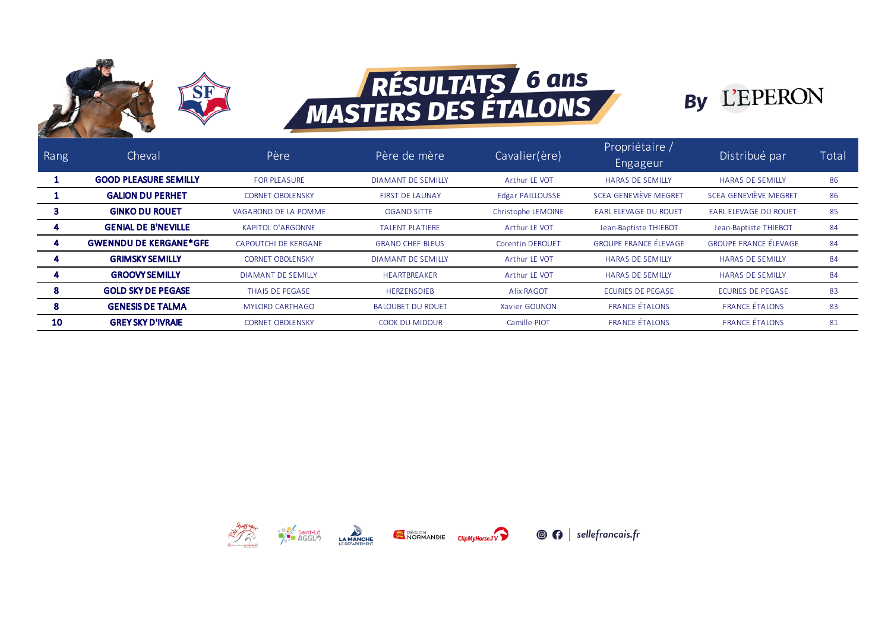# RÉSULTATS 6 ans MASTERS DES ÉTALONS

By L'EPERON

| Rang | Cheval | Père | Père de mère | Cavalier(ère) | Propriétaire / Engageur | Distribué par | Total |
|---|---|---|---|---|---|---|---|
| 1 | **GOOD PLEASURE SEMILLY** | FOR PLEASURE | DIAMANT DE SEMILLY | Arthur LE VOT | HARAS DE SEMILLY | HARAS DE SEMILLY | 86 |
| 1 | **GALION DU PERHET** | CORNET OBOLENSKY | FIRST DE LAUNAY | Edgar PAILLOUSSE | SCEA GENEVIÈVE MEGRET | SCEA GENEVIÈVE MEGRET | 86 |
| 3 | **GINKO DU ROUET** | VAGABOND DE LA POMME | OGANO SITTE | Christophe LEMOINE | EARL ELEVAGE DU ROUET | EARL ELEVAGE DU ROUET | 85 |
| 4 | **GENIAL DE B'NEVILLE** | KAPITOL D'ARGONNE | TALENT PLATIERE | Arthur LE VOT | Jean-Baptiste THIEBOT | Jean-Baptiste THIEBOT | 84 |
| 4 | **GWENNDU DE KERGANE*GFE** | CAPOUTCHI DE KERGANE | GRAND CHEF BLEUS | Corentin DEROUET | GROUPE FRANCE ÉLEVAGE | GROUPE FRANCE ÉLEVAGE | 84 |
| 4 | **GRIMSKY SEMILLY** | CORNET OBOLENSKY | DIAMANT DE SEMILLY | Arthur LE VOT | HARAS DE SEMILLY | HARAS DE SEMILLY | 84 |
| 4 | **GROOVY SEMILLY** | DIAMANT DE SEMILLY | HEARTBREAKER | Arthur LE VOT | HARAS DE SEMILLY | HARAS DE SEMILLY | 84 |
| 8 | **GOLD SKY DE PEGASE** | THAIS DE PEGASE | HERZENSDIEB | Alix RAGOT | ECURIES DE PEGASE | ECURIES DE PEGASE | 83 |
| 8 | **GENESIS DE TALMA** | MYLORD CARTHAGO | BALOUBET DU ROUET | Xavier GOUNON | FRANCE ÉTALONS | FRANCE ÉTALONS | 83 |
| 10 | **GREY SKY D'IVRAIE** | CORNET OBOLENSKY | COOK DU MIDOUR | Camille PIOT | FRANCE ÉTALONS | FRANCE ÉTALONS | 81 |

sellefrancais.fr